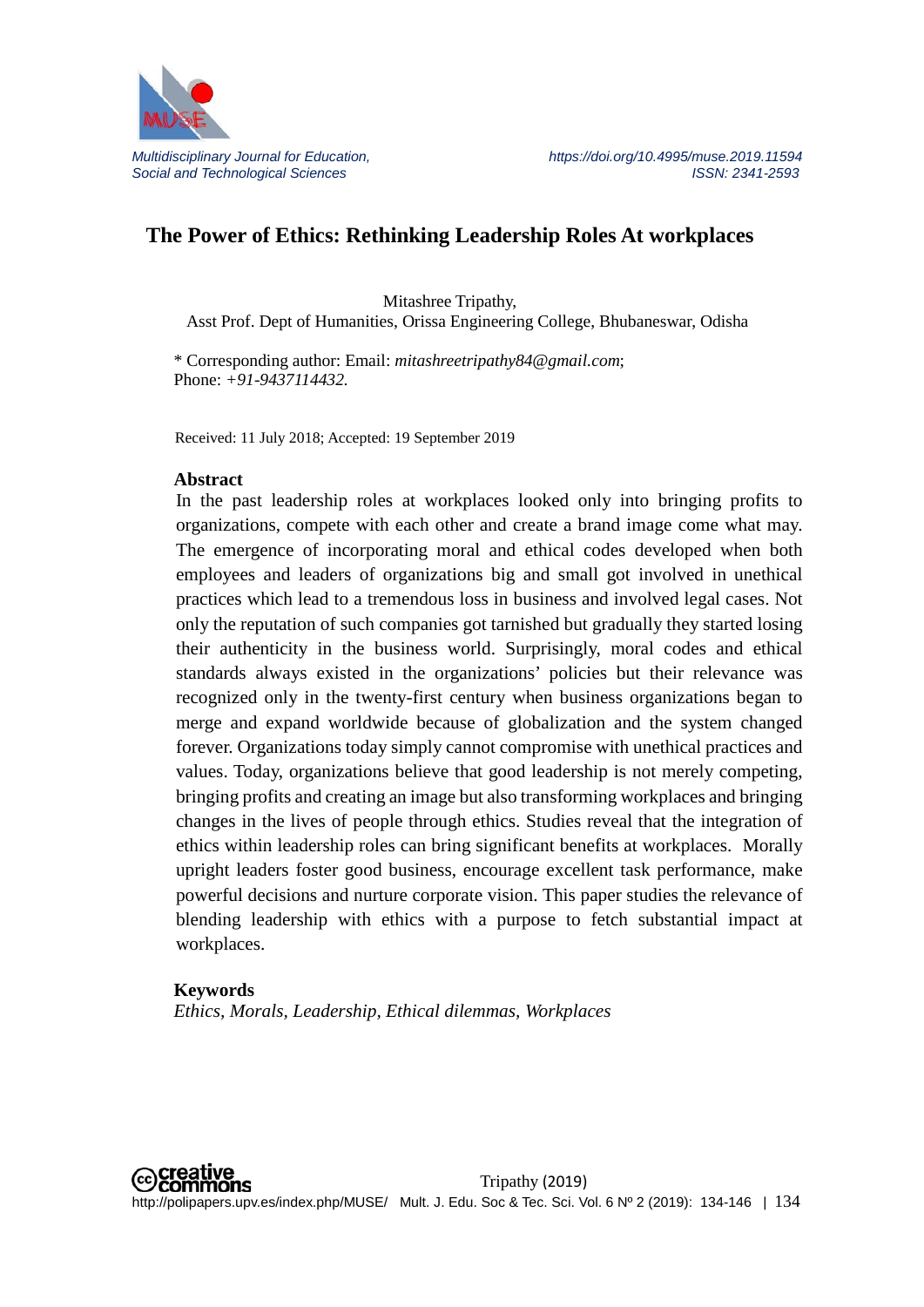Multidisciplinary Journal for Education, Social and Technological Sciences

https://doi.org/10.4995/muse.2019.11594
ISSN: 2341-2593

# The Power of Ethics: Rethinking Leadership Roles At workplaces

Mitashree Tripathy,
Asst Prof. Dept of Humanities, Orissa Engineering College, Bhubaneswar, Odisha

\* Corresponding author: Email: *mitashreetripathy84@gmail.com*;
Phone: *+91-9437114432.*

Received: 11 July 2018; Accepted: 19 September 2019

## Abstract

In the past leadership roles at workplaces looked only into bringing profits to organizations, compete with each other and create a brand image come what may. The emergence of incorporating moral and ethical codes developed when both employees and leaders of organizations big and small got involved in unethical practices which lead to a tremendous loss in business and involved legal cases. Not only the reputation of such companies got tarnished but gradually they started losing their authenticity in the business world. Surprisingly, moral codes and ethical standards always existed in the organizations' policies but their relevance was recognized only in the twenty-first century when business organizations began to merge and expand worldwide because of globalization and the system changed forever. Organizations today simply cannot compromise with unethical practices and values. Today, organizations believe that good leadership is not merely competing, bringing profits and creating an image but also transforming workplaces and bringing changes in the lives of people through ethics. Studies reveal that the integration of ethics within leadership roles can bring significant benefits at workplaces. Morally upright leaders foster good business, encourage excellent task performance, make powerful decisions and nurture corporate vision. This paper studies the relevance of blending leadership with ethics with a purpose to fetch substantial impact at workplaces.

## Keywords

*Ethics, Morals, Leadership, Ethical dilemmas, Workplaces*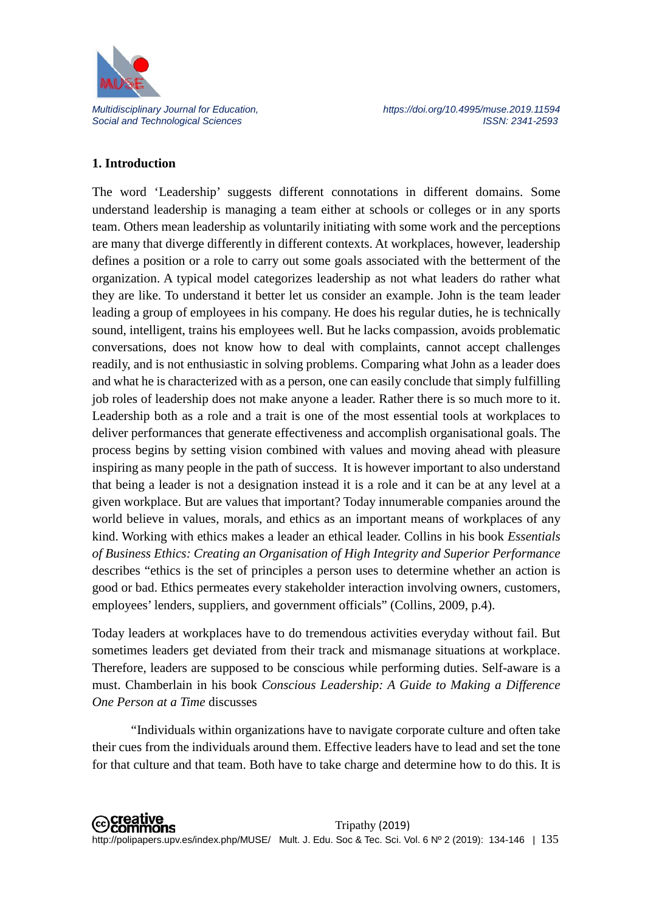## 1. Introduction

The word 'Leadership' suggests different connotations in different domains. Some understand leadership is managing a team either at schools or colleges or in any sports team. Others mean leadership as voluntarily initiating with some work and the perceptions are many that diverge differently in different contexts. At workplaces, however, leadership defines a position or a role to carry out some goals associated with the betterment of the organization. A typical model categorizes leadership as not what leaders do rather what they are like. To understand it better let us consider an example. John is the team leader leading a group of employees in his company. He does his regular duties, he is technically sound, intelligent, trains his employees well. But he lacks compassion, avoids problematic conversations, does not know how to deal with complaints, cannot accept challenges readily, and is not enthusiastic in solving problems. Comparing what John as a leader does and what he is characterized with as a person, one can easily conclude that simply fulfilling job roles of leadership does not make anyone a leader. Rather there is so much more to it. Leadership both as a role and a trait is one of the most essential tools at workplaces to deliver performances that generate effectiveness and accomplish organisational goals. The process begins by setting vision combined with values and moving ahead with pleasure inspiring as many people in the path of success. It is however important to also understand that being a leader is not a designation instead it is a role and it can be at any level at a given workplace. But are values that important? Today innumerable companies around the world believe in values, morals, and ethics as an important means of workplaces of any kind. Working with ethics makes a leader an ethical leader. Collins in his book *Essentials of Business Ethics: Creating an Organisation of High Integrity and Superior Performance* describes "ethics is the set of principles a person uses to determine whether an action is good or bad. Ethics permeates every stakeholder interaction involving owners, customers, employees' lenders, suppliers, and government officials" (Collins, 2009, p.4).

Today leaders at workplaces have to do tremendous activities everyday without fail. But sometimes leaders get deviated from their track and mismanage situations at workplace. Therefore, leaders are supposed to be conscious while performing duties. Self-aware is a must. Chamberlain in his book *Conscious Leadership: A Guide to Making a Difference One Person at a Time* discusses

"Individuals within organizations have to navigate corporate culture and often take their cues from the individuals around them. Effective leaders have to lead and set the tone for that culture and that team. Both have to take charge and determine how to do this. It is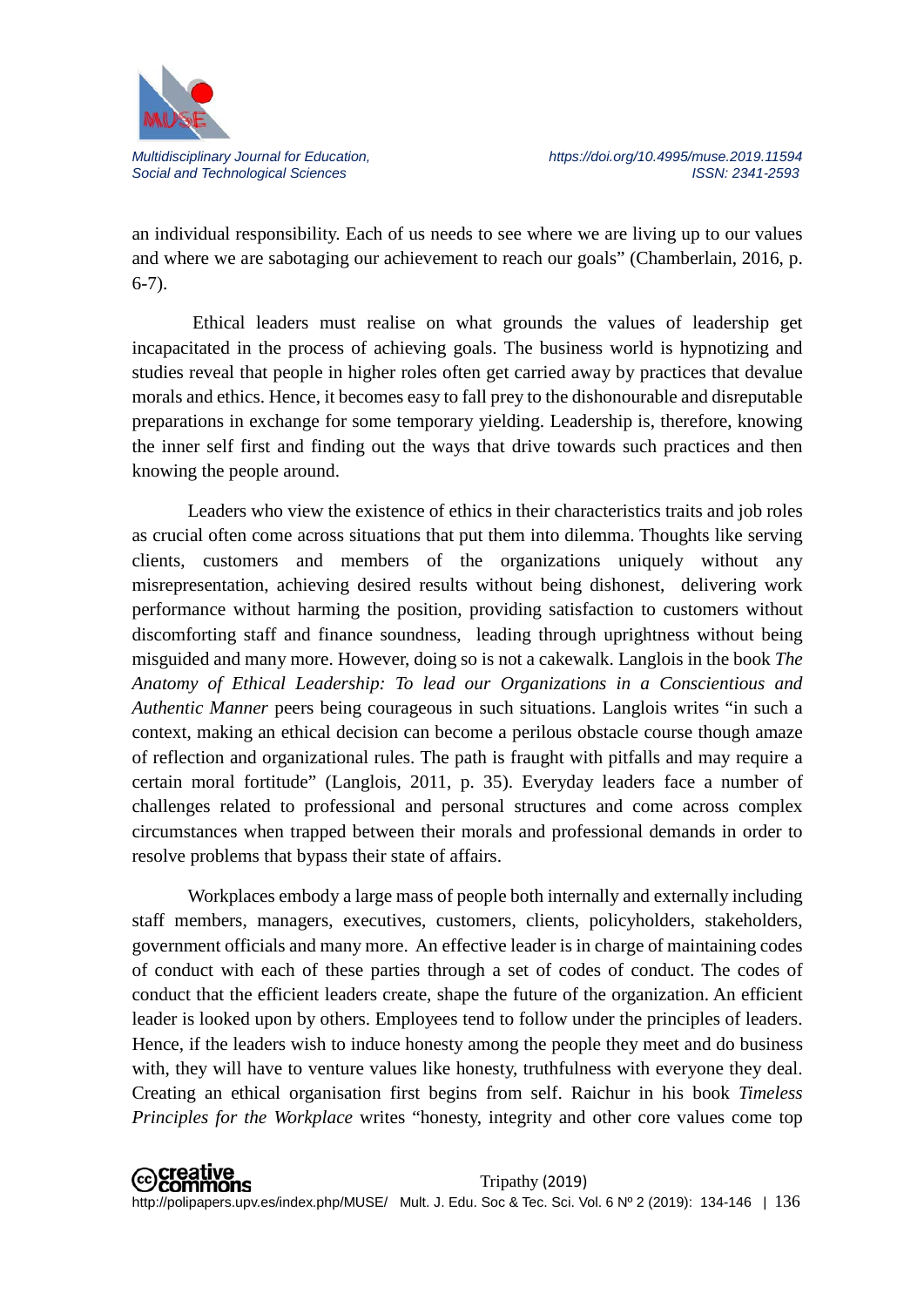an individual responsibility. Each of us needs to see where we are living up to our values and where we are sabotaging our achievement to reach our goals" (Chamberlain, 2016, p. 6-7).

Ethical leaders must realise on what grounds the values of leadership get incapacitated in the process of achieving goals. The business world is hypnotizing and studies reveal that people in higher roles often get carried away by practices that devalue morals and ethics. Hence, it becomes easy to fall prey to the dishonourable and disreputable preparations in exchange for some temporary yielding. Leadership is, therefore, knowing the inner self first and finding out the ways that drive towards such practices and then knowing the people around.

Leaders who view the existence of ethics in their characteristics traits and job roles as crucial often come across situations that put them into dilemma. Thoughts like serving clients, customers and members of the organizations uniquely without any misrepresentation, achieving desired results without being dishonest, delivering work performance without harming the position, providing satisfaction to customers without discomforting staff and finance soundness, leading through uprightness without being misguided and many more. However, doing so is not a cakewalk. Langlois in the book *The Anatomy of Ethical Leadership: To lead our Organizations in a Conscientious and Authentic Manner* peers being courageous in such situations. Langlois writes "in such a context, making an ethical decision can become a perilous obstacle course though amaze of reflection and organizational rules. The path is fraught with pitfalls and may require a certain moral fortitude" (Langlois, 2011, p. 35). Everyday leaders face a number of challenges related to professional and personal structures and come across complex circumstances when trapped between their morals and professional demands in order to resolve problems that bypass their state of affairs.

Workplaces embody a large mass of people both internally and externally including staff members, managers, executives, customers, clients, policyholders, stakeholders, government officials and many more. An effective leader is in charge of maintaining codes of conduct with each of these parties through a set of codes of conduct. The codes of conduct that the efficient leaders create, shape the future of the organization. An efficient leader is looked upon by others. Employees tend to follow under the principles of leaders. Hence, if the leaders wish to induce honesty among the people they meet and do business with, they will have to venture values like honesty, truthfulness with everyone they deal. Creating an ethical organisation first begins from self. Raichur in his book *Timeless Principles for the Workplace* writes "honesty, integrity and other core values come top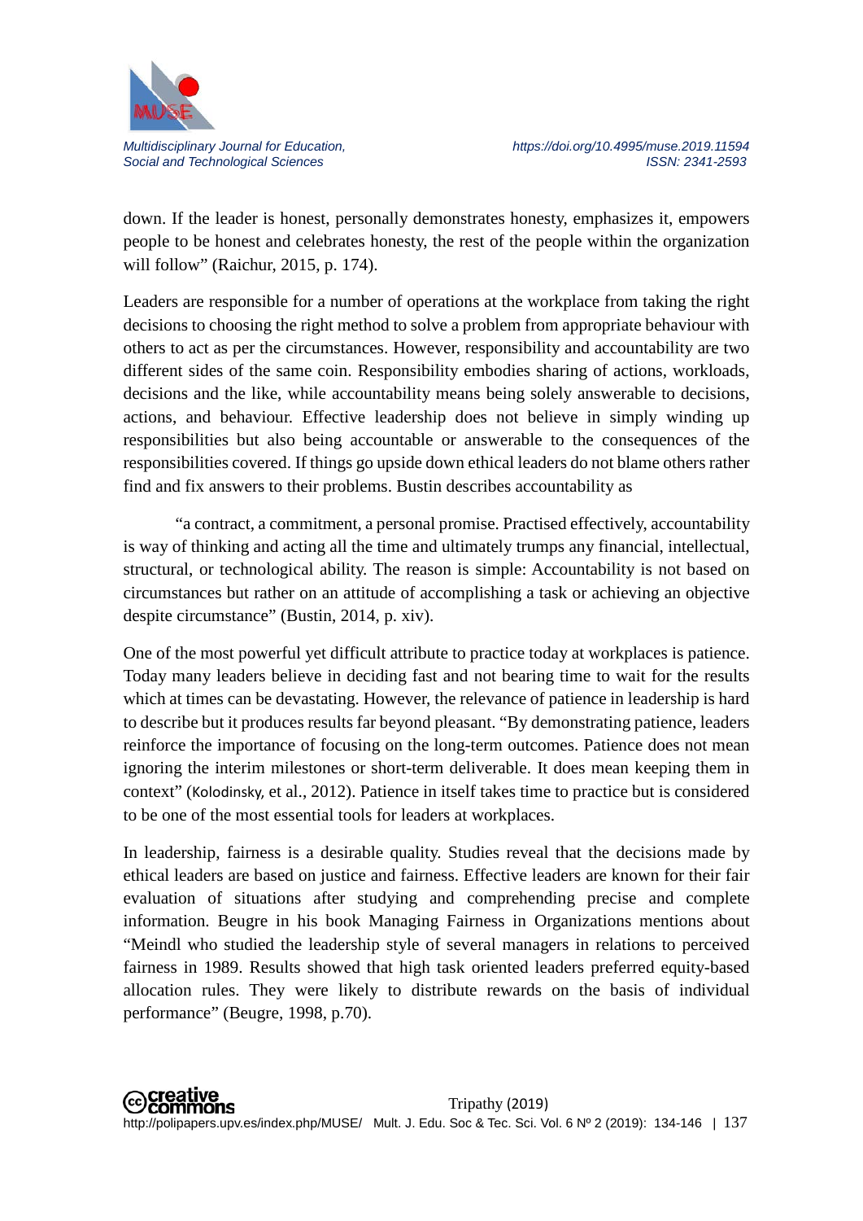down. If the leader is honest, personally demonstrates honesty, emphasizes it, empowers people to be honest and celebrates honesty, the rest of the people within the organization will follow" (Raichur, 2015, p. 174).

Leaders are responsible for a number of operations at the workplace from taking the right decisions to choosing the right method to solve a problem from appropriate behaviour with others to act as per the circumstances. However, responsibility and accountability are two different sides of the same coin. Responsibility embodies sharing of actions, workloads, decisions and the like, while accountability means being solely answerable to decisions, actions, and behaviour. Effective leadership does not believe in simply winding up responsibilities but also being accountable or answerable to the consequences of the responsibilities covered. If things go upside down ethical leaders do not blame others rather find and fix answers to their problems. Bustin describes accountability as

"a contract, a commitment, a personal promise. Practised effectively, accountability is way of thinking and acting all the time and ultimately trumps any financial, intellectual, structural, or technological ability. The reason is simple: Accountability is not based on circumstances but rather on an attitude of accomplishing a task or achieving an objective despite circumstance" (Bustin, 2014, p. xiv).

One of the most powerful yet difficult attribute to practice today at workplaces is patience. Today many leaders believe in deciding fast and not bearing time to wait for the results which at times can be devastating. However, the relevance of patience in leadership is hard to describe but it produces results far beyond pleasant. "By demonstrating patience, leaders reinforce the importance of focusing on the long-term outcomes. Patience does not mean ignoring the interim milestones or short-term deliverable. It does mean keeping them in context" (Kolodinsky, et al., 2012). Patience in itself takes time to practice but is considered to be one of the most essential tools for leaders at workplaces.

In leadership, fairness is a desirable quality. Studies reveal that the decisions made by ethical leaders are based on justice and fairness. Effective leaders are known for their fair evaluation of situations after studying and comprehending precise and complete information. Beugre in his book Managing Fairness in Organizations mentions about "Meindl who studied the leadership style of several managers in relations to perceived fairness in 1989. Results showed that high task oriented leaders preferred equity-based allocation rules. They were likely to distribute rewards on the basis of individual performance" (Beugre, 1998, p.70).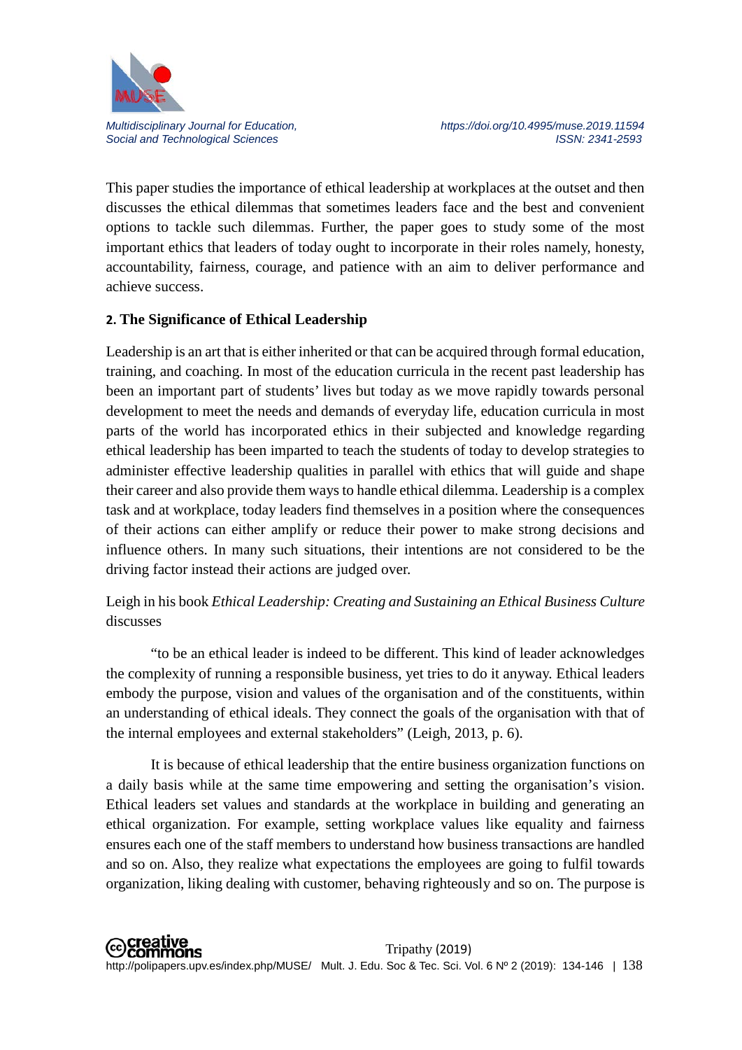This paper studies the importance of ethical leadership at workplaces at the outset and then discusses the ethical dilemmas that sometimes leaders face and the best and convenient options to tackle such dilemmas. Further, the paper goes to study some of the most important ethics that leaders of today ought to incorporate in their roles namely, honesty, accountability, fairness, courage, and patience with an aim to deliver performance and achieve success.

## 2. The Significance of Ethical Leadership

Leadership is an art that is either inherited or that can be acquired through formal education, training, and coaching. In most of the education curricula in the recent past leadership has been an important part of students' lives but today as we move rapidly towards personal development to meet the needs and demands of everyday life, education curricula in most parts of the world has incorporated ethics in their subjected and knowledge regarding ethical leadership has been imparted to teach the students of today to develop strategies to administer effective leadership qualities in parallel with ethics that will guide and shape their career and also provide them ways to handle ethical dilemma. Leadership is a complex task and at workplace, today leaders find themselves in a position where the consequences of their actions can either amplify or reduce their power to make strong decisions and influence others. In many such situations, their intentions are not considered to be the driving factor instead their actions are judged over.

Leigh in his book *Ethical Leadership: Creating and Sustaining an Ethical Business Culture* discusses

> "to be an ethical leader is indeed to be different. This kind of leader acknowledges the complexity of running a responsible business, yet tries to do it anyway. Ethical leaders embody the purpose, vision and values of the organisation and of the constituents, within an understanding of ethical ideals. They connect the goals of the organisation with that of the internal employees and external stakeholders" (Leigh, 2013, p. 6).

It is because of ethical leadership that the entire business organization functions on a daily basis while at the same time empowering and setting the organisation's vision. Ethical leaders set values and standards at the workplace in building and generating an ethical organization. For example, setting workplace values like equality and fairness ensures each one of the staff members to understand how business transactions are handled and so on. Also, they realize what expectations the employees are going to fulfil towards organization, liking dealing with customer, behaving righteously and so on. The purpose is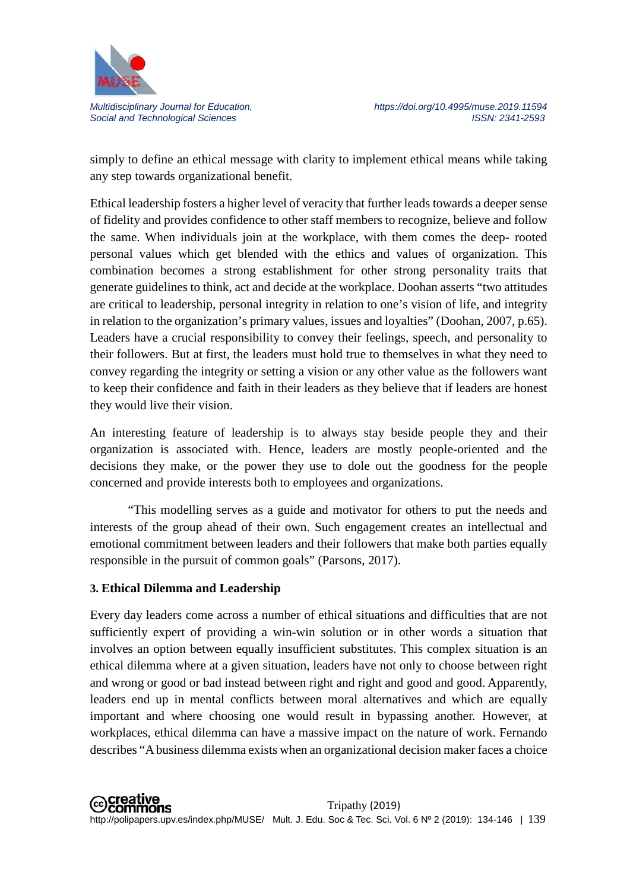simply to define an ethical message with clarity to implement ethical means while taking any step towards organizational benefit.

Ethical leadership fosters a higher level of veracity that further leads towards a deeper sense of fidelity and provides confidence to other staff members to recognize, believe and follow the same. When individuals join at the workplace, with them comes the deep- rooted personal values which get blended with the ethics and values of organization. This combination becomes a strong establishment for other strong personality traits that generate guidelines to think, act and decide at the workplace. Doohan asserts "two attitudes are critical to leadership, personal integrity in relation to one's vision of life, and integrity in relation to the organization's primary values, issues and loyalties" (Doohan, 2007, p.65). Leaders have a crucial responsibility to convey their feelings, speech, and personality to their followers. But at first, the leaders must hold true to themselves in what they need to convey regarding the integrity or setting a vision or any other value as the followers want to keep their confidence and faith in their leaders as they believe that if leaders are honest they would live their vision.

An interesting feature of leadership is to always stay beside people they and their organization is associated with. Hence, leaders are mostly people-oriented and the decisions they make, or the power they use to dole out the goodness for the people concerned and provide interests both to employees and organizations.

"This modelling serves as a guide and motivator for others to put the needs and interests of the group ahead of their own. Such engagement creates an intellectual and emotional commitment between leaders and their followers that make both parties equally responsible in the pursuit of common goals" (Parsons, 2017).

## 3. Ethical Dilemma and Leadership

Every day leaders come across a number of ethical situations and difficulties that are not sufficiently expert of providing a win-win solution or in other words a situation that involves an option between equally insufficient substitutes. This complex situation is an ethical dilemma where at a given situation, leaders have not only to choose between right and wrong or good or bad instead between right and right and good and good. Apparently, leaders end up in mental conflicts between moral alternatives and which are equally important and where choosing one would result in bypassing another. However, at workplaces, ethical dilemma can have a massive impact on the nature of work. Fernando describes "A business dilemma exists when an organizational decision maker faces a choice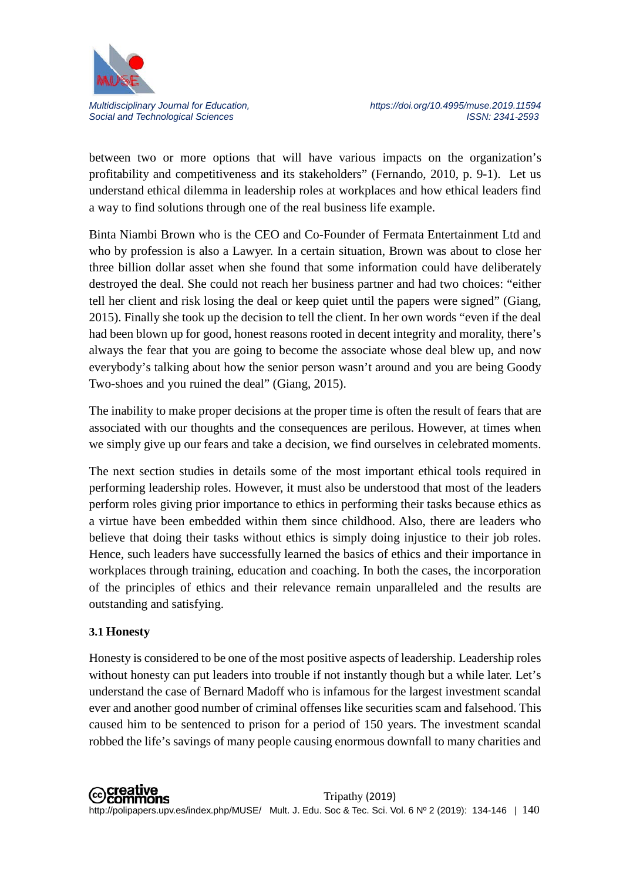between two or more options that will have various impacts on the organization's profitability and competitiveness and its stakeholders" (Fernando, 2010, p. 9-1). Let us understand ethical dilemma in leadership roles at workplaces and how ethical leaders find a way to find solutions through one of the real business life example.

Binta Niambi Brown who is the CEO and Co-Founder of Fermata Entertainment Ltd and who by profession is also a Lawyer. In a certain situation, Brown was about to close her three billion dollar asset when she found that some information could have deliberately destroyed the deal. She could not reach her business partner and had two choices: "either tell her client and risk losing the deal or keep quiet until the papers were signed" (Giang, 2015). Finally she took up the decision to tell the client. In her own words "even if the deal had been blown up for good, honest reasons rooted in decent integrity and morality, there's always the fear that you are going to become the associate whose deal blew up, and now everybody's talking about how the senior person wasn't around and you are being Goody Two-shoes and you ruined the deal" (Giang, 2015).

The inability to make proper decisions at the proper time is often the result of fears that are associated with our thoughts and the consequences are perilous. However, at times when we simply give up our fears and take a decision, we find ourselves in celebrated moments.

The next section studies in details some of the most important ethical tools required in performing leadership roles. However, it must also be understood that most of the leaders perform roles giving prior importance to ethics in performing their tasks because ethics as a virtue have been embedded within them since childhood. Also, there are leaders who believe that doing their tasks without ethics is simply doing injustice to their job roles. Hence, such leaders have successfully learned the basics of ethics and their importance in workplaces through training, education and coaching. In both the cases, the incorporation of the principles of ethics and their relevance remain unparalleled and the results are outstanding and satisfying.

### 3.1 Honesty

Honesty is considered to be one of the most positive aspects of leadership. Leadership roles without honesty can put leaders into trouble if not instantly though but a while later. Let's understand the case of Bernard Madoff who is infamous for the largest investment scandal ever and another good number of criminal offenses like securities scam and falsehood. This caused him to be sentenced to prison for a period of 150 years. The investment scandal robbed the life's savings of many people causing enormous downfall to many charities and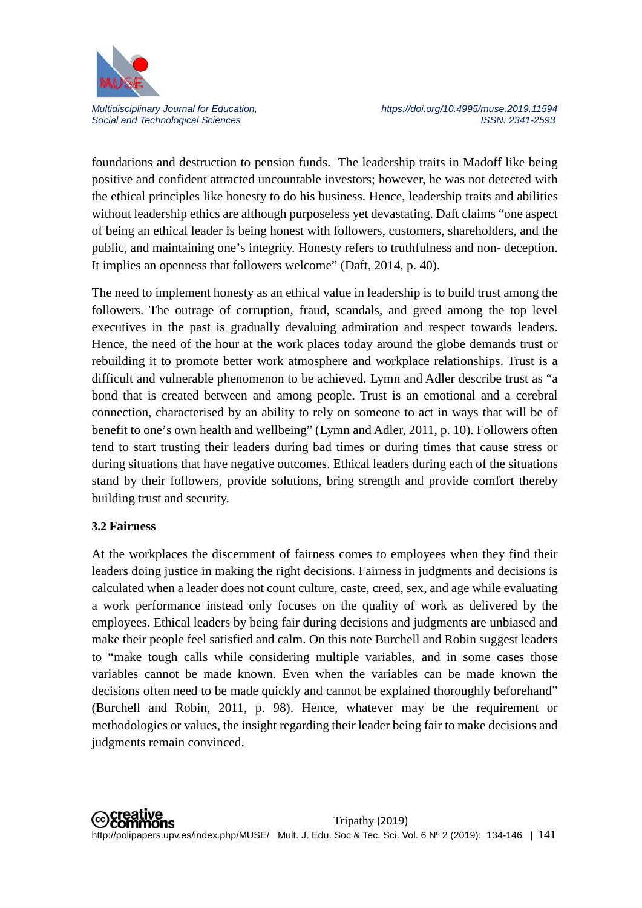foundations and destruction to pension funds. The leadership traits in Madoff like being positive and confident attracted uncountable investors; however, he was not detected with the ethical principles like honesty to do his business. Hence, leadership traits and abilities without leadership ethics are although purposeless yet devastating. Daft claims "one aspect of being an ethical leader is being honest with followers, customers, shareholders, and the public, and maintaining one's integrity. Honesty refers to truthfulness and non- deception. It implies an openness that followers welcome" (Daft, 2014, p. 40).

The need to implement honesty as an ethical value in leadership is to build trust among the followers. The outrage of corruption, fraud, scandals, and greed among the top level executives in the past is gradually devaluing admiration and respect towards leaders. Hence, the need of the hour at the work places today around the globe demands trust or rebuilding it to promote better work atmosphere and workplace relationships. Trust is a difficult and vulnerable phenomenon to be achieved. Lymn and Adler describe trust as "a bond that is created between and among people. Trust is an emotional and a cerebral connection, characterised by an ability to rely on someone to act in ways that will be of benefit to one's own health and wellbeing" (Lymn and Adler, 2011, p. 10). Followers often tend to start trusting their leaders during bad times or during times that cause stress or during situations that have negative outcomes. Ethical leaders during each of the situations stand by their followers, provide solutions, bring strength and provide comfort thereby building trust and security.

### 3.2 Fairness

At the workplaces the discernment of fairness comes to employees when they find their leaders doing justice in making the right decisions. Fairness in judgments and decisions is calculated when a leader does not count culture, caste, creed, sex, and age while evaluating a work performance instead only focuses on the quality of work as delivered by the employees. Ethical leaders by being fair during decisions and judgments are unbiased and make their people feel satisfied and calm. On this note Burchell and Robin suggest leaders to "make tough calls while considering multiple variables, and in some cases those variables cannot be made known. Even when the variables can be made known the decisions often need to be made quickly and cannot be explained thoroughly beforehand" (Burchell and Robin, 2011, p. 98). Hence, whatever may be the requirement or methodologies or values, the insight regarding their leader being fair to make decisions and judgments remain convinced.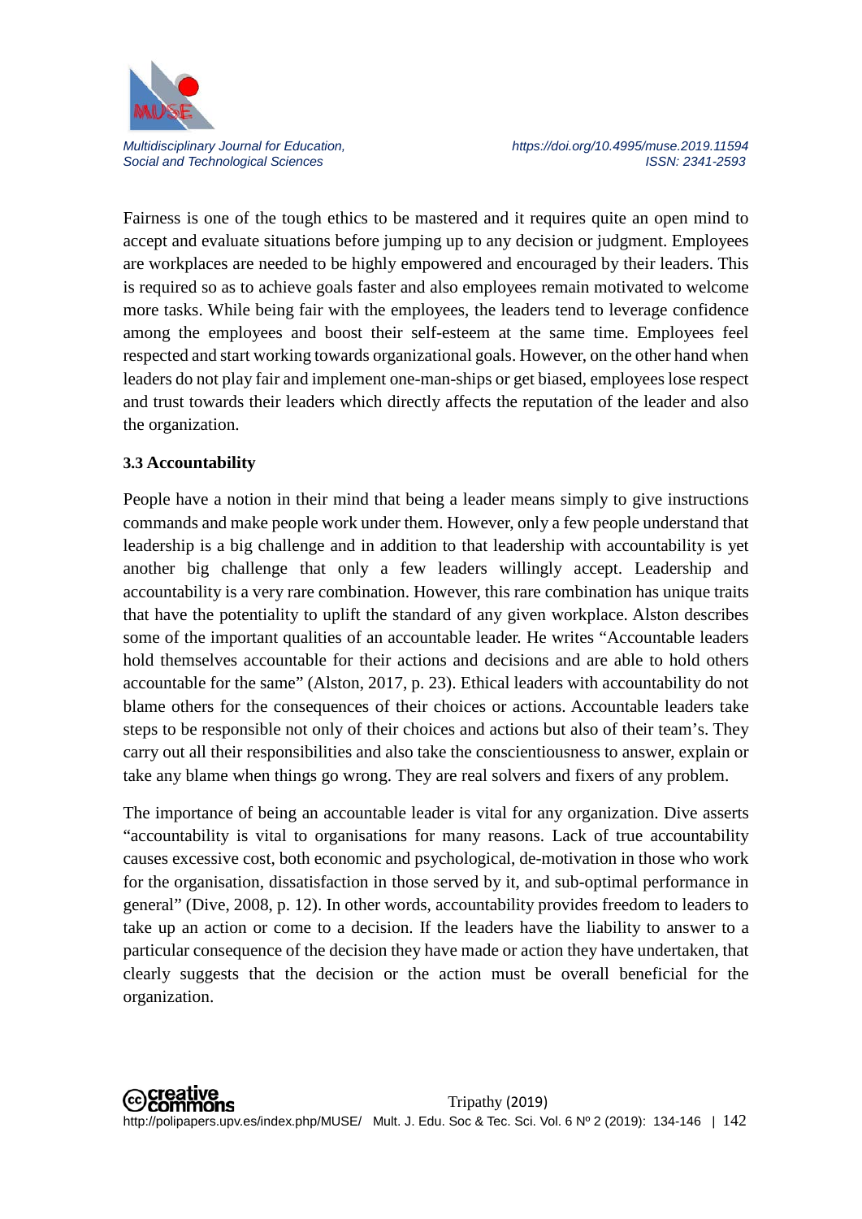Fairness is one of the tough ethics to be mastered and it requires quite an open mind to accept and evaluate situations before jumping up to any decision or judgment. Employees are workplaces are needed to be highly empowered and encouraged by their leaders. This is required so as to achieve goals faster and also employees remain motivated to welcome more tasks. While being fair with the employees, the leaders tend to leverage confidence among the employees and boost their self-esteem at the same time. Employees feel respected and start working towards organizational goals. However, on the other hand when leaders do not play fair and implement one-man-ships or get biased, employees lose respect and trust towards their leaders which directly affects the reputation of the leader and also the organization.

### 3.3 Accountability

People have a notion in their mind that being a leader means simply to give instructions commands and make people work under them. However, only a few people understand that leadership is a big challenge and in addition to that leadership with accountability is yet another big challenge that only a few leaders willingly accept. Leadership and accountability is a very rare combination. However, this rare combination has unique traits that have the potentiality to uplift the standard of any given workplace. Alston describes some of the important qualities of an accountable leader. He writes "Accountable leaders hold themselves accountable for their actions and decisions and are able to hold others accountable for the same" (Alston, 2017, p. 23). Ethical leaders with accountability do not blame others for the consequences of their choices or actions. Accountable leaders take steps to be responsible not only of their choices and actions but also of their team's. They carry out all their responsibilities and also take the conscientiousness to answer, explain or take any blame when things go wrong. They are real solvers and fixers of any problem.

The importance of being an accountable leader is vital for any organization. Dive asserts "accountability is vital to organisations for many reasons. Lack of true accountability causes excessive cost, both economic and psychological, de-motivation in those who work for the organisation, dissatisfaction in those served by it, and sub-optimal performance in general" (Dive, 2008, p. 12). In other words, accountability provides freedom to leaders to take up an action or come to a decision. If the leaders have the liability to answer to a particular consequence of the decision they have made or action they have undertaken, that clearly suggests that the decision or the action must be overall beneficial for the organization.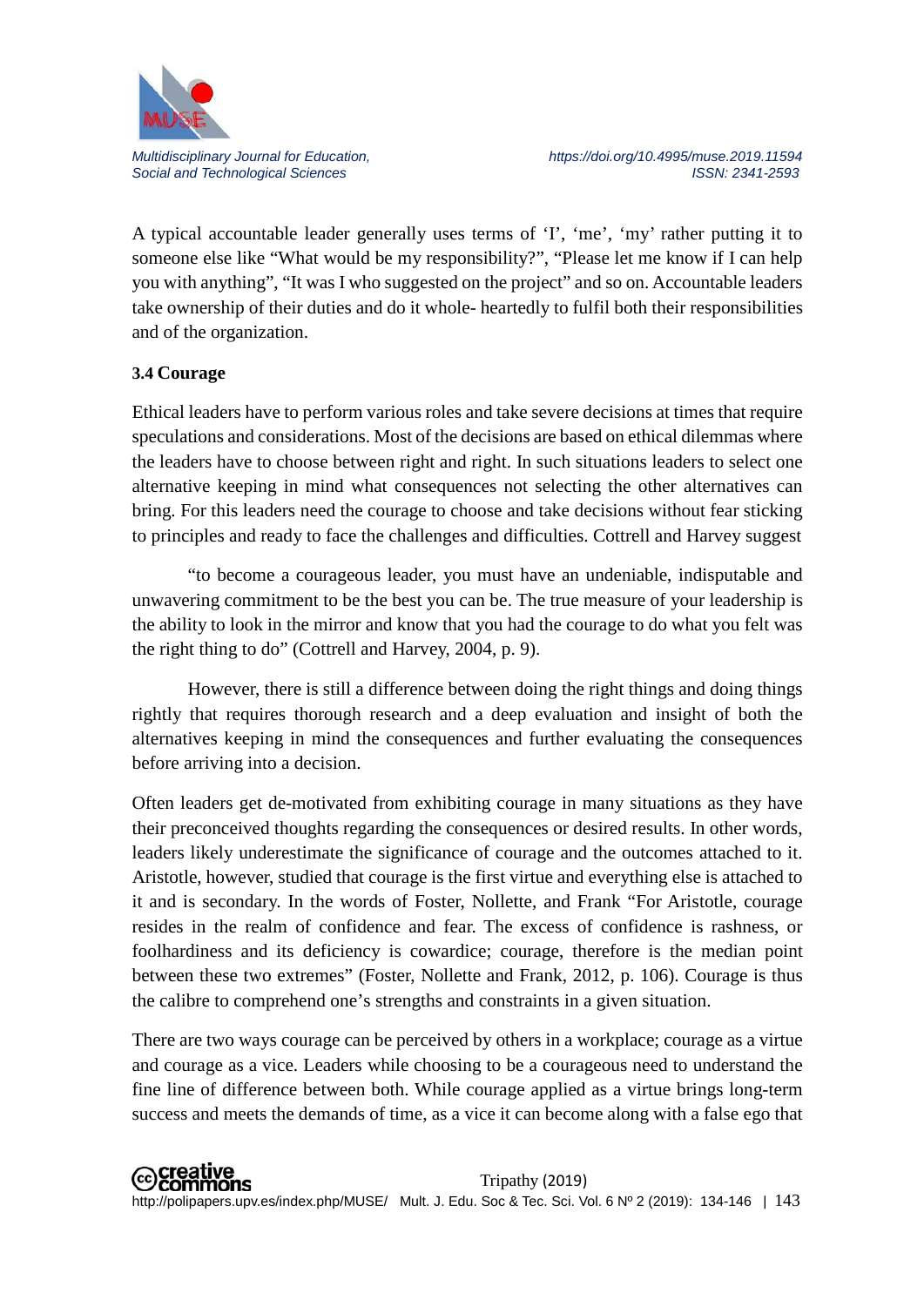A typical accountable leader generally uses terms of 'I', 'me', 'my' rather putting it to someone else like "What would be my responsibility?", "Please let me know if I can help you with anything", "It was I who suggested on the project" and so on. Accountable leaders take ownership of their duties and do it whole- heartedly to fulfil both their responsibilities and of the organization.

### 3.4 Courage

Ethical leaders have to perform various roles and take severe decisions at times that require speculations and considerations. Most of the decisions are based on ethical dilemmas where the leaders have to choose between right and right. In such situations leaders to select one alternative keeping in mind what consequences not selecting the other alternatives can bring. For this leaders need the courage to choose and take decisions without fear sticking to principles and ready to face the challenges and difficulties. Cottrell and Harvey suggest

"to become a courageous leader, you must have an undeniable, indisputable and unwavering commitment to be the best you can be. The true measure of your leadership is the ability to look in the mirror and know that you had the courage to do what you felt was the right thing to do" (Cottrell and Harvey, 2004, p. 9).

However, there is still a difference between doing the right things and doing things rightly that requires thorough research and a deep evaluation and insight of both the alternatives keeping in mind the consequences and further evaluating the consequences before arriving into a decision.

Often leaders get de-motivated from exhibiting courage in many situations as they have their preconceived thoughts regarding the consequences or desired results. In other words, leaders likely underestimate the significance of courage and the outcomes attached to it. Aristotle, however, studied that courage is the first virtue and everything else is attached to it and is secondary. In the words of Foster, Nollette, and Frank "For Aristotle, courage resides in the realm of confidence and fear. The excess of confidence is rashness, or foolhardiness and its deficiency is cowardice; courage, therefore is the median point between these two extremes" (Foster, Nollette and Frank, 2012, p. 106). Courage is thus the calibre to comprehend one's strengths and constraints in a given situation.

There are two ways courage can be perceived by others in a workplace; courage as a virtue and courage as a vice. Leaders while choosing to be a courageous need to understand the fine line of difference between both. While courage applied as a virtue brings long-term success and meets the demands of time, as a vice it can become along with a false ego that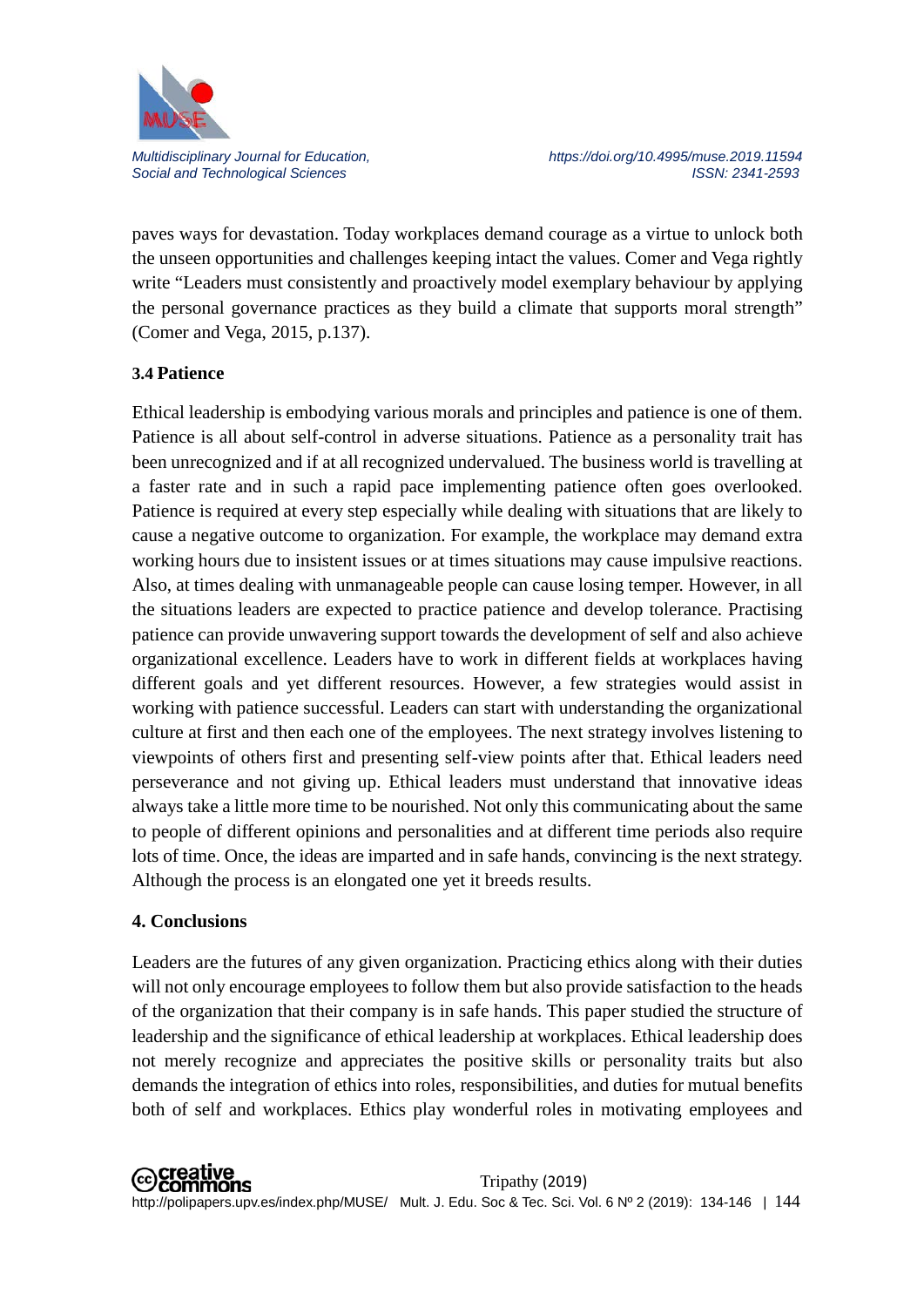paves ways for devastation. Today workplaces demand courage as a virtue to unlock both the unseen opportunities and challenges keeping intact the values. Comer and Vega rightly write "Leaders must consistently and proactively model exemplary behaviour by applying the personal governance practices as they build a climate that supports moral strength" (Comer and Vega, 2015, p.137).

### 3.4 Patience

Ethical leadership is embodying various morals and principles and patience is one of them. Patience is all about self-control in adverse situations. Patience as a personality trait has been unrecognized and if at all recognized undervalued. The business world is travelling at a faster rate and in such a rapid pace implementing patience often goes overlooked. Patience is required at every step especially while dealing with situations that are likely to cause a negative outcome to organization. For example, the workplace may demand extra working hours due to insistent issues or at times situations may cause impulsive reactions. Also, at times dealing with unmanageable people can cause losing temper. However, in all the situations leaders are expected to practice patience and develop tolerance. Practising patience can provide unwavering support towards the development of self and also achieve organizational excellence. Leaders have to work in different fields at workplaces having different goals and yet different resources. However, a few strategies would assist in working with patience successful. Leaders can start with understanding the organizational culture at first and then each one of the employees. The next strategy involves listening to viewpoints of others first and presenting self-view points after that. Ethical leaders need perseverance and not giving up. Ethical leaders must understand that innovative ideas always take a little more time to be nourished. Not only this communicating about the same to people of different opinions and personalities and at different time periods also require lots of time. Once, the ideas are imparted and in safe hands, convincing is the next strategy. Although the process is an elongated one yet it breeds results.

## 4. Conclusions

Leaders are the futures of any given organization. Practicing ethics along with their duties will not only encourage employees to follow them but also provide satisfaction to the heads of the organization that their company is in safe hands. This paper studied the structure of leadership and the significance of ethical leadership at workplaces. Ethical leadership does not merely recognize and appreciates the positive skills or personality traits but also demands the integration of ethics into roles, responsibilities, and duties for mutual benefits both of self and workplaces. Ethics play wonderful roles in motivating employees and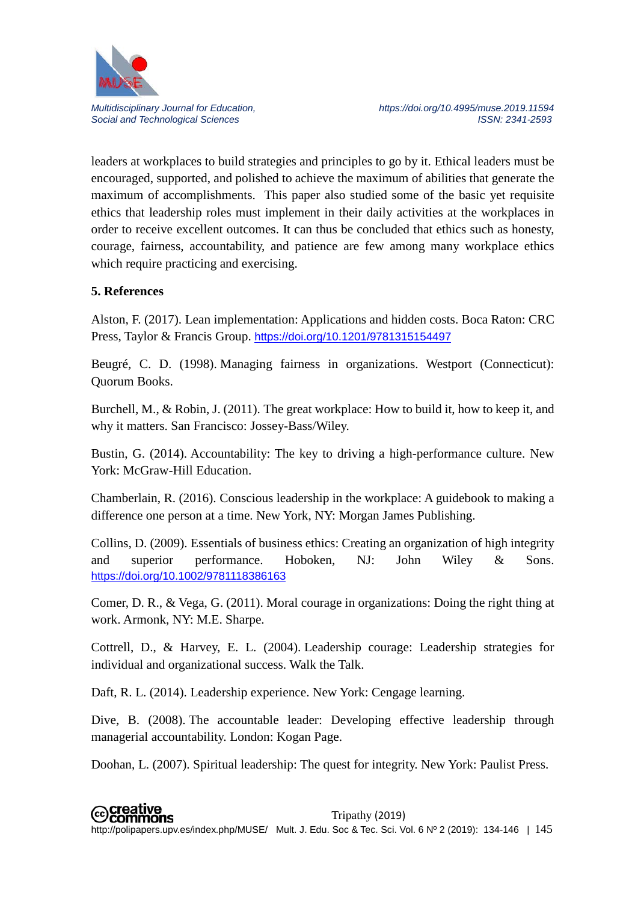leaders at workplaces to build strategies and principles to go by it. Ethical leaders must be encouraged, supported, and polished to achieve the maximum of abilities that generate the maximum of accomplishments. This paper also studied some of the basic yet requisite ethics that leadership roles must implement in their daily activities at the workplaces in order to receive excellent outcomes. It can thus be concluded that ethics such as honesty, courage, fairness, accountability, and patience are few among many workplace ethics which require practicing and exercising.

## 5. References

Alston, F. (2017). Lean implementation: Applications and hidden costs. Boca Raton: CRC Press, Taylor & Francis Group. https://doi.org/10.1201/9781315154497

Beugré, C. D. (1998). Managing fairness in organizations. Westport (Connecticut): Quorum Books.

Burchell, M., & Robin, J. (2011). The great workplace: How to build it, how to keep it, and why it matters. San Francisco: Jossey-Bass/Wiley.

Bustin, G. (2014). Accountability: The key to driving a high-performance culture. New York: McGraw-Hill Education.

Chamberlain, R. (2016). Conscious leadership in the workplace: A guidebook to making a difference one person at a time. New York, NY: Morgan James Publishing.

Collins, D. (2009). Essentials of business ethics: Creating an organization of high integrity and superior performance. Hoboken, NJ: John Wiley & Sons. https://doi.org/10.1002/9781118386163

Comer, D. R., & Vega, G. (2011). Moral courage in organizations: Doing the right thing at work. Armonk, NY: M.E. Sharpe.

Cottrell, D., & Harvey, E. L. (2004). Leadership courage: Leadership strategies for individual and organizational success. Walk the Talk.

Daft, R. L. (2014). Leadership experience. New York: Cengage learning.

Dive, B. (2008). The accountable leader: Developing effective leadership through managerial accountability. London: Kogan Page.

Doohan, L. (2007). Spiritual leadership: The quest for integrity. New York: Paulist Press.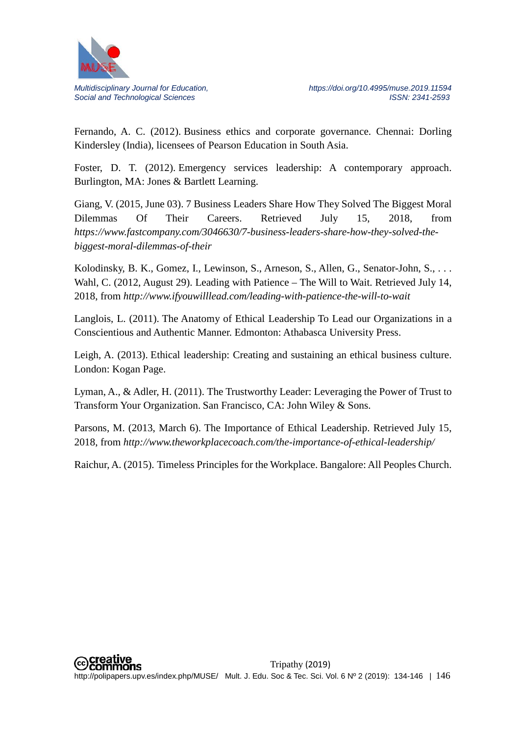Fernando, A. C. (2012). Business ethics and corporate governance. Chennai: Dorling Kindersley (India), licensees of Pearson Education in South Asia.

Foster, D. T. (2012). Emergency services leadership: A contemporary approach. Burlington, MA: Jones & Bartlett Learning.

Giang, V. (2015, June 03). 7 Business Leaders Share How They Solved The Biggest Moral Dilemmas Of Their Careers. Retrieved July 15, 2018, from *https://www.fastcompany.com/3046630/7-business-leaders-share-how-they-solved-the-biggest-moral-dilemmas-of-their*

Kolodinsky, B. K., Gomez, I., Lewinson, S., Arneson, S., Allen, G., Senator-John, S., . . . Wahl, C. (2012, August 29). Leading with Patience – The Will to Wait. Retrieved July 14, 2018, from *http://www.ifyouwilllead.com/leading-with-patience-the-will-to-wait*

Langlois, L. (2011). The Anatomy of Ethical Leadership To Lead our Organizations in a Conscientious and Authentic Manner. Edmonton: Athabasca University Press.

Leigh, A. (2013). Ethical leadership: Creating and sustaining an ethical business culture. London: Kogan Page.

Lyman, A., & Adler, H. (2011). The Trustworthy Leader: Leveraging the Power of Trust to Transform Your Organization. San Francisco, CA: John Wiley & Sons.

Parsons, M. (2013, March 6). The Importance of Ethical Leadership. Retrieved July 15, 2018, from *http://www.theworkplacecoach.com/the-importance-of-ethical-leadership/*

Raichur, A. (2015). Timeless Principles for the Workplace. Bangalore: All Peoples Church.